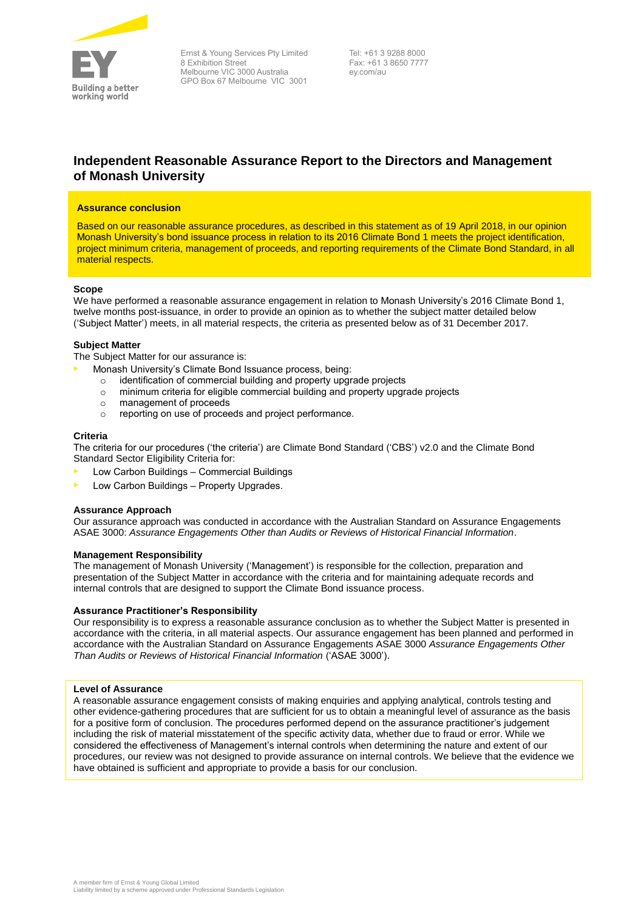Ernst & Young Services Pty Limited
8 Exhibition Street
Melbourne VIC 3000 Australia
GPO Box 67 Melbourne VIC 3001

Tel: +61 3 9288 8000
Fax: +61 3 8650 7777
ey.com/au

# Independent Reasonable Assurance Report to the Directors and Management of Monash University

**Assurance conclusion**

Based on our reasonable assurance procedures, as described in this statement as of 19 April 2018, in our opinion Monash University's bond issuance process in relation to its 2016 Climate Bond 1 meets the project identification, project minimum criteria, management of proceeds, and reporting requirements of the Climate Bond Standard, in all material respects.

**Scope**

We have performed a reasonable assurance engagement in relation to Monash University's 2016 Climate Bond 1, twelve months post-issuance, in order to provide an opinion as to whether the subject matter detailed below ('Subject Matter') meets, in all material respects, the criteria as presented below as of 31 December 2017.

**Subject Matter**

The Subject Matter for our assurance is:

- Monash University's Climate Bond Issuance process, being:
  - identification of commercial building and property upgrade projects
  - minimum criteria for eligible commercial building and property upgrade projects
  - management of proceeds
  - reporting on use of proceeds and project performance.

**Criteria**

The criteria for our procedures ('the criteria') are Climate Bond Standard ('CBS') v2.0 and the Climate Bond Standard Sector Eligibility Criteria for:

- Low Carbon Buildings – Commercial Buildings
- Low Carbon Buildings – Property Upgrades.

**Assurance Approach**

Our assurance approach was conducted in accordance with the Australian Standard on Assurance Engagements ASAE 3000: *Assurance Engagements Other than Audits or Reviews of Historical Financial Information*.

**Management Responsibility**

The management of Monash University ('Management') is responsible for the collection, preparation and presentation of the Subject Matter in accordance with the criteria and for maintaining adequate records and internal controls that are designed to support the Climate Bond issuance process.

**Assurance Practitioner's Responsibility**

Our responsibility is to express a reasonable assurance conclusion as to whether the Subject Matter is presented in accordance with the criteria, in all material aspects. Our assurance engagement has been planned and performed in accordance with the Australian Standard on Assurance Engagements ASAE 3000 *Assurance Engagements Other Than Audits or Reviews of Historical Financial Information* ('ASAE 3000').

**Level of Assurance**

A reasonable assurance engagement consists of making enquiries and applying analytical, controls testing and other evidence-gathering procedures that are sufficient for us to obtain a meaningful level of assurance as the basis for a positive form of conclusion. The procedures performed depend on the assurance practitioner's judgement including the risk of material misstatement of the specific activity data, whether due to fraud or error. While we considered the effectiveness of Management's internal controls when determining the nature and extent of our procedures, our review was not designed to provide assurance on internal controls. We believe that the evidence we have obtained is sufficient and appropriate to provide a basis for our conclusion.

A member firm of Ernst & Young Global Limited
Liability limited by a scheme approved under Professional Standards Legislation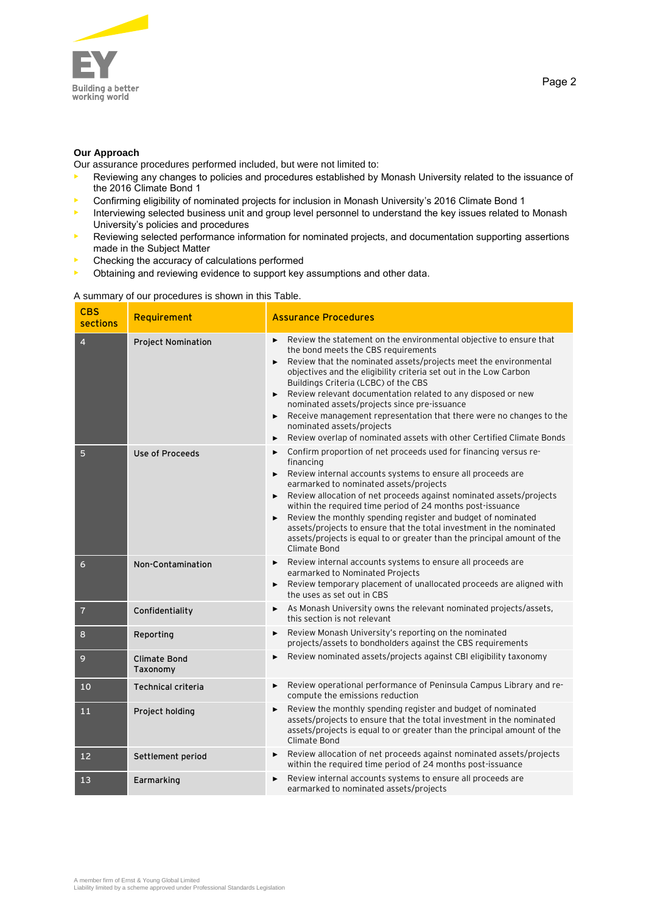**Our Approach**

Our assurance procedures performed included, but were not limited to:

- Reviewing any changes to policies and procedures established by Monash University related to the issuance of the 2016 Climate Bond 1
- Confirming eligibility of nominated projects for inclusion in Monash University's 2016 Climate Bond 1
- Interviewing selected business unit and group level personnel to understand the key issues related to Monash University's policies and procedures
- Reviewing selected performance information for nominated projects, and documentation supporting assertions made in the Subject Matter
- Checking the accuracy of calculations performed
- Obtaining and reviewing evidence to support key assumptions and other data.

A summary of our procedures is shown in this Table.

| CBS sections | Requirement | Assurance Procedures |
|---|---|---|
| 4 | Project Nomination | ▶ Review the statement on the environmental objective to ensure that the bond meets the CBS requirements<br>▶ Review that the nominated assets/projects meet the environmental objectives and the eligibility criteria set out in the Low Carbon Buildings Criteria (LCBC) of the CBS<br>▶ Review relevant documentation related to any disposed or new nominated assets/projects since pre-issuance<br>▶ Receive management representation that there were no changes to the nominated assets/projects<br>▶ Review overlap of nominated assets with other Certified Climate Bonds |
| 5 | Use of Proceeds | ▶ Confirm proportion of net proceeds used for financing versus re-financing<br>▶ Review internal accounts systems to ensure all proceeds are earmarked to nominated assets/projects<br>▶ Review allocation of net proceeds against nominated assets/projects within the required time period of 24 months post-issuance<br>▶ Review the monthly spending register and budget of nominated assets/projects to ensure that the total investment in the nominated assets/projects is equal to or greater than the principal amount of the Climate Bond |
| 6 | Non-Contamination | ▶ Review internal accounts systems to ensure all proceeds are earmarked to Nominated Projects<br>▶ Review temporary placement of unallocated proceeds are aligned with the uses as set out in CBS |
| 7 | Confidentiality | ▶ As Monash University owns the relevant nominated projects/assets, this section is not relevant |
| 8 | Reporting | ▶ Review Monash University's reporting on the nominated projects/assets to bondholders against the CBS requirements |
| 9 | Climate Bond Taxonomy | ▶ Review nominated assets/projects against CBI eligibility taxonomy |
| 10 | Technical criteria | ▶ Review operational performance of Peninsula Campus Library and re-compute the emissions reduction |
| 11 | Project holding | ▶ Review the monthly spending register and budget of nominated assets/projects to ensure that the total investment in the nominated assets/projects is equal to or greater than the principal amount of the Climate Bond |
| 12 | Settlement period | ▶ Review allocation of net proceeds against nominated assets/projects within the required time period of 24 months post-issuance |
| 13 | Earmarking | ▶ Review internal accounts systems to ensure all proceeds are earmarked to nominated assets/projects |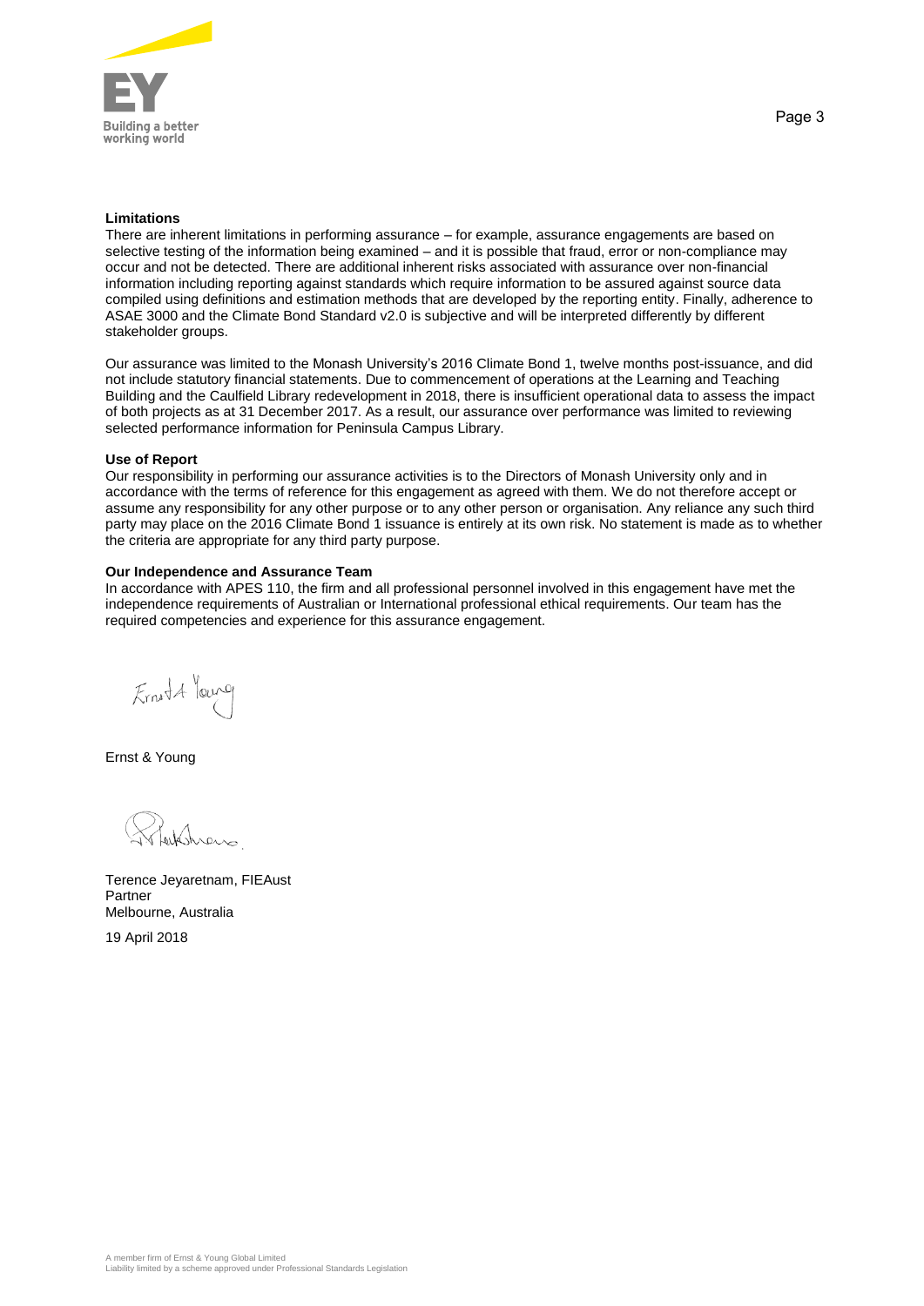**Limitations**

There are inherent limitations in performing assurance – for example, assurance engagements are based on selective testing of the information being examined – and it is possible that fraud, error or non-compliance may occur and not be detected. There are additional inherent risks associated with assurance over non-financial information including reporting against standards which require information to be assured against source data compiled using definitions and estimation methods that are developed by the reporting entity. Finally, adherence to ASAE 3000 and the Climate Bond Standard v2.0 is subjective and will be interpreted differently by different stakeholder groups.

Our assurance was limited to the Monash University's 2016 Climate Bond 1, twelve months post-issuance, and did not include statutory financial statements. Due to commencement of operations at the Learning and Teaching Building and the Caulfield Library redevelopment in 2018, there is insufficient operational data to assess the impact of both projects as at 31 December 2017. As a result, our assurance over performance was limited to reviewing selected performance information for Peninsula Campus Library.

**Use of Report**

Our responsibility in performing our assurance activities is to the Directors of Monash University only and in accordance with the terms of reference for this engagement as agreed with them. We do not therefore accept or assume any responsibility for any other purpose or to any other person or organisation. Any reliance any such third party may place on the 2016 Climate Bond 1 issuance is entirely at its own risk. No statement is made as to whether the criteria are appropriate for any third party purpose.

**Our Independence and Assurance Team**

In accordance with APES 110, the firm and all professional personnel involved in this engagement have met the independence requirements of Australian or International professional ethical requirements. Our team has the required competencies and experience for this assurance engagement.

Ernst & Young

Terence Jeyaretnam, FIEAust
Partner
Melbourne, Australia

19 April 2018

A member firm of Ernst & Young Global Limited
Liability limited by a scheme approved under Professional Standards Legislation